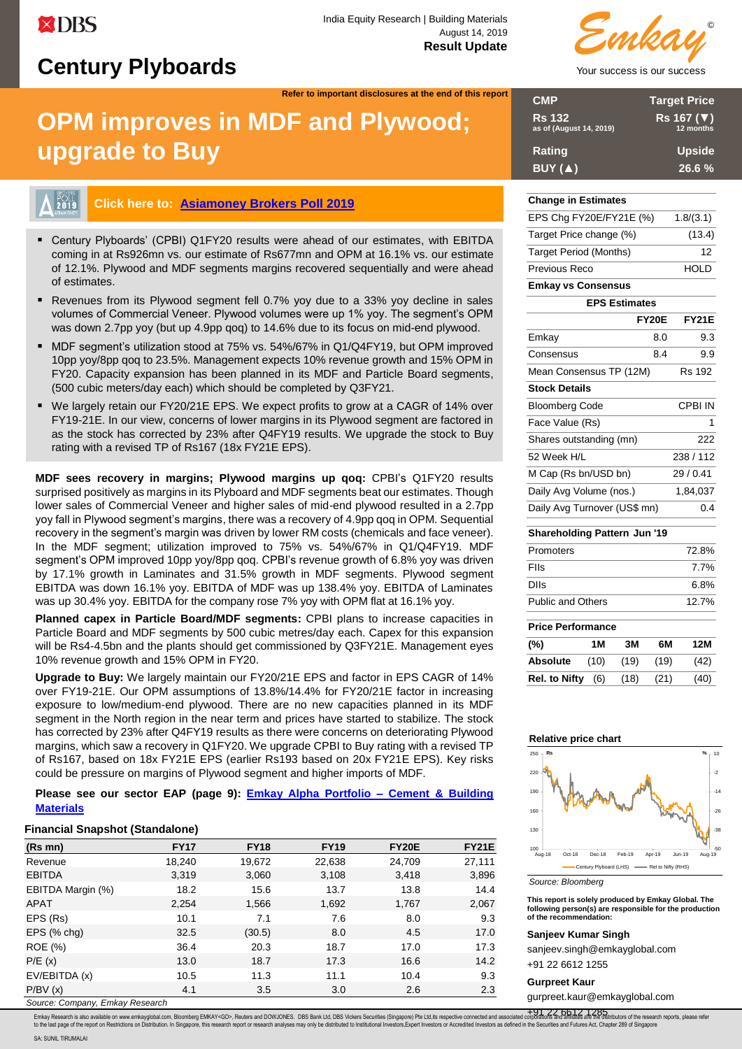India Equity Research | Building Materials
August 14, 2019
**Result Update**

# Century Plyboards

Refer to important disclosures at the end of this report

## OPM improves in MDF and Plywood; upgrade to Buy

| CMP | Target Price |
|---|---|
| Rs 132 as of (August 14, 2019) | Rs 167 (▼) 12 months |
| **Rating** | **Upside** |
| BUY (▲) | 26.6 % |

Click here to: Asiamoney Brokers Poll 2019

- Century Plyboards' (CPBI) Q1FY20 results were ahead of our estimates, with EBITDA coming in at Rs926mn vs. our estimate of Rs677mn and OPM at 16.1% vs. our estimate of 12.1%. Plywood and MDF segments margins recovered sequentially and were ahead of estimates.
- Revenues from its Plywood segment fell 0.7% yoy due to a 33% yoy decline in sales volumes of Commercial Veneer. Plywood volumes were up 1% yoy. The segment's OPM was down 2.7pp yoy (but up 4.9pp qoq) to 14.6% due to its focus on mid-end plywood.
- MDF segment's utilization stood at 75% vs. 54%/67% in Q1/Q4FY19, but OPM improved 10pp yoy/8pp qoq to 23.5%. Management expects 10% revenue growth and 15% OPM in FY20. Capacity expansion has been planned in its MDF and Particle Board segments, (500 cubic meters/day each) which should be completed by Q3FY21.
- We largely retain our FY20/21E EPS. We expect profits to grow at a CAGR of 14% over FY19-21E. In our view, concerns of lower margins in its Plywood segment are factored in as the stock has corrected by 23% after Q4FY19 results. We upgrade the stock to Buy rating with a revised TP of Rs167 (18x FY21E EPS).

**MDF sees recovery in margins; Plywood margins up qoq:** CPBI's Q1FY20 results surprised positively as margins in its Plyboard and MDF segments beat our estimates. Though lower sales of Commercial Veneer and higher sales of mid-end plywood resulted in a 2.7pp yoy fall in Plywood segment's margins, there was a recovery of 4.9pp qoq in OPM. Sequential recovery in the segment's margin was driven by lower RM costs (chemicals and face veneer). In the MDF segment; utilization improved to 75% vs. 54%/67% in Q1/Q4FY19. MDF segment's OPM improved 10pp yoy/8pp qoq. CPBI's revenue growth of 6.8% yoy was driven by 17.1% growth in Laminates and 31.5% growth in MDF segments. Plywood segment EBITDA was down 16.1% yoy. EBITDA of MDF was up 138.4% yoy. EBITDA of Laminates was up 30.4% yoy. EBITDA for the company rose 7% yoy with OPM flat at 16.1% yoy.

**Planned capex in Particle Board/MDF segments:** CPBI plans to increase capacities in Particle Board and MDF segments by 500 cubic metres/day each. Capex for this expansion will be Rs4-4.5bn and the plants should get commissioned by Q3FY21E. Management eyes 10% revenue growth and 15% OPM in FY20.

**Upgrade to Buy:** We largely maintain our FY20/21E EPS and factor in EPS CAGR of 14% over FY19-21E. Our OPM assumptions of 13.8%/14.4% for FY20/21E factor in increasing exposure to low/medium-end plywood. There are no new capacities planned in its MDF segment in the North region in the near term and prices have started to stabilize. The stock has corrected by 23% after Q4FY19 results as there were concerns on deteriorating Plywood margins, which saw a recovery in Q1FY20. We upgrade CPBI to Buy rating with a revised TP of Rs167, based on 18x FY21E EPS (earlier Rs193 based on 20x FY21E EPS). Key risks could be pressure on margins of Plywood segment and higher imports of MDF.

**Please see our sector EAP (page 9): Emkay Alpha Portfolio – Cement & Building Materials**

### Financial Snapshot (Standalone)

| (Rs mn) | FY17 | FY18 | FY19 | FY20E | FY21E |
|---|---|---|---|---|---|
| Revenue | 18,240 | 19,672 | 22,638 | 24,709 | 27,111 |
| EBITDA | 3,319 | 3,060 | 3,108 | 3,418 | 3,896 |
| EBITDA Margin (%) | 18.2 | 15.6 | 13.7 | 13.8 | 14.4 |
| APAT | 2,254 | 1,566 | 1,692 | 1,767 | 2,067 |
| EPS (Rs) | 10.1 | 7.1 | 7.6 | 8.0 | 9.3 |
| EPS (% chg) | 32.5 | (30.5) | 8.0 | 4.5 | 17.0 |
| ROE (%) | 36.4 | 20.3 | 18.7 | 17.0 | 17.3 |
| P/E (x) | 13.0 | 18.7 | 17.3 | 16.6 | 14.2 |
| EV/EBITDA (x) | 10.5 | 11.3 | 11.1 | 10.4 | 9.3 |
| P/BV (x) | 4.1 | 3.5 | 3.0 | 2.6 | 2.3 |

Source: Company, Emkay Research

### Change in Estimates

| | |
|---|---|
| EPS Chg FY20E/FY21E (%) | 1.8/(3.1) |
| Target Price change (%) | (13.4) |
| Target Period (Months) | 12 |
| Previous Reco | HOLD |

### Emkay vs Consensus

| EPS Estimates | FY20E | FY21E |
|---|---|---|
| Emkay | 8.0 | 9.3 |
| Consensus | 8.4 | 9.9 |
| Mean Consensus TP (12M) | | Rs 192 |

### Stock Details

| | |
|---|---|
| Bloomberg Code | CPBI IN |
| Face Value (Rs) | 1 |
| Shares outstanding (mn) | 222 |
| 52 Week H/L | 238 / 112 |
| M Cap (Rs bn/USD bn) | 29 / 0.41 |
| Daily Avg Volume (nos.) | 1,84,037 |
| Daily Avg Turnover (US$ mn) | 0.4 |

### Shareholding Pattern Jun '19

| | |
|---|---|
| Promoters | 72.8% |
| FIIs | 7.7% |
| DIIs | 6.8% |
| Public and Others | 12.7% |

### Price Performance

| (%) | 1M | 3M | 6M | 12M |
|---|---|---|---|---|
| Absolute | (10) | (19) | (19) | (42) |
| Rel. to Nifty | (6) | (18) | (21) | (40) |

### Relative price chart

Source: Bloomberg

This report is solely produced by Emkay Global. The following person(s) are responsible for the production of the recommendation:

**Sanjeev Kumar Singh**
sanjeev.singh@emkayglobal.com
+91 22 6612 1255

**Gurpreet Kaur**
gurpreet.kaur@emkayglobal.com
+91 22 6612 1285

Emkay Research is also available on www.emkayglobal.com, Bloomberg EMKAY<GO>, Reuters and DOWJONES. DBS Bank Ltd, DBS Vickers Securities (Singapore) Pte Ltd,its respective connected and associated corporations and affiliates are the distributors of the research reports, please refer to the last page of the report on Restrictions on Distribution. In Singapore, this research report or research analyses may only be distributed to Institutional Investors,Expert Investors or Accredited Investors as defined in the Securities and Futures Act, Chapter 289 of Singapore

SA: SUNIL TIRUMALAI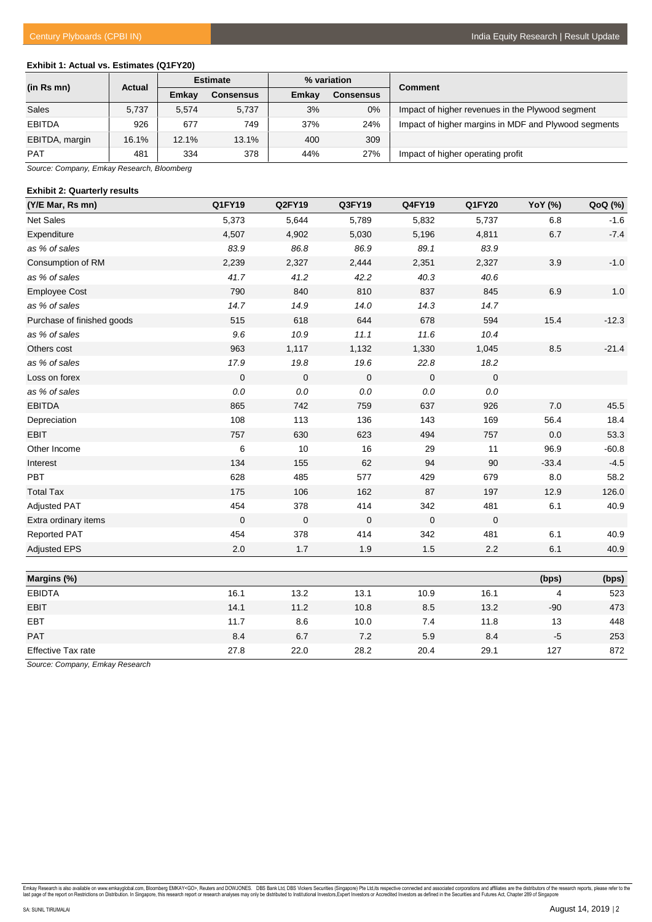**Exhibit 1: Actual vs. Estimates (Q1FY20)**

| (in Rs mn) | Actual | Estimate | | % variation | | Comment |
|---|---|---|---|---|---|---|
| | | Emkay | Consensus | Emkay | Consensus | |
| Sales | 5,737 | 5,574 | 5,737 | 3% | 0% | Impact of higher revenues in the Plywood segment |
| EBITDA | 926 | 677 | 749 | 37% | 24% | Impact of higher margins in MDF and Plywood segments |
| EBITDA, margin | 16.1% | 12.1% | 13.1% | 400 | 309 | |
| PAT | 481 | 334 | 378 | 44% | 27% | Impact of higher operating profit |

*Source: Company, Emkay Research, Bloomberg*

**Exhibit 2: Quarterly results**

| (Y/E Mar, Rs mn) | Q1FY19 | Q2FY19 | Q3FY19 | Q4FY19 | Q1FY20 | YoY (%) | QoQ (%) |
|---|---|---|---|---|---|---|---|
| Net Sales | 5,373 | 5,644 | 5,789 | 5,832 | 5,737 | 6.8 | -1.6 |
| Expenditure | 4,507 | 4,902 | 5,030 | 5,196 | 4,811 | 6.7 | -7.4 |
| *as % of sales* | *83.9* | *86.8* | *86.9* | *89.1* | *83.9* | | |
| Consumption of RM | 2,239 | 2,327 | 2,444 | 2,351 | 2,327 | 3.9 | -1.0 |
| *as % of sales* | *41.7* | *41.2* | *42.2* | *40.3* | *40.6* | | |
| Employee Cost | 790 | 840 | 810 | 837 | 845 | 6.9 | 1.0 |
| *as % of sales* | *14.7* | *14.9* | *14.0* | *14.3* | *14.7* | | |
| Purchase of finished goods | 515 | 618 | 644 | 678 | 594 | 15.4 | -12.3 |
| *as % of sales* | *9.6* | *10.9* | *11.1* | *11.6* | *10.4* | | |
| Others cost | 963 | 1,117 | 1,132 | 1,330 | 1,045 | 8.5 | -21.4 |
| *as % of sales* | *17.9* | *19.8* | *19.6* | *22.8* | *18.2* | | |
| Loss on forex | 0 | 0 | 0 | 0 | 0 | | |
| *as % of sales* | *0.0* | *0.0* | *0.0* | *0.0* | *0.0* | | |
| EBITDA | 865 | 742 | 759 | 637 | 926 | 7.0 | 45.5 |
| Depreciation | 108 | 113 | 136 | 143 | 169 | 56.4 | 18.4 |
| EBIT | 757 | 630 | 623 | 494 | 757 | 0.0 | 53.3 |
| Other Income | 6 | 10 | 16 | 29 | 11 | 96.9 | -60.8 |
| Interest | 134 | 155 | 62 | 94 | 90 | -33.4 | -4.5 |
| PBT | 628 | 485 | 577 | 429 | 679 | 8.0 | 58.2 |
| Total Tax | 175 | 106 | 162 | 87 | 197 | 12.9 | 126.0 |
| Adjusted PAT | 454 | 378 | 414 | 342 | 481 | 6.1 | 40.9 |
| Extra ordinary items | 0 | 0 | 0 | 0 | 0 | | |
| Reported PAT | 454 | 378 | 414 | 342 | 481 | 6.1 | 40.9 |
| Adjusted EPS | 2.0 | 1.7 | 1.9 | 1.5 | 2.2 | 6.1 | 40.9 |
| **Margins (%)** | | | | | | **(bps)** | **(bps)** |
| EBIDTA | 16.1 | 13.2 | 13.1 | 10.9 | 16.1 | 4 | 523 |
| EBIT | 14.1 | 11.2 | 10.8 | 8.5 | 13.2 | -90 | 473 |
| EBT | 11.7 | 8.6 | 10.0 | 7.4 | 11.8 | 13 | 448 |
| PAT | 8.4 | 6.7 | 7.2 | 5.9 | 8.4 | -5 | 253 |
| Effective Tax rate | 27.8 | 22.0 | 28.2 | 20.4 | 29.1 | 127 | 872 |

*Source: Company, Emkay Research*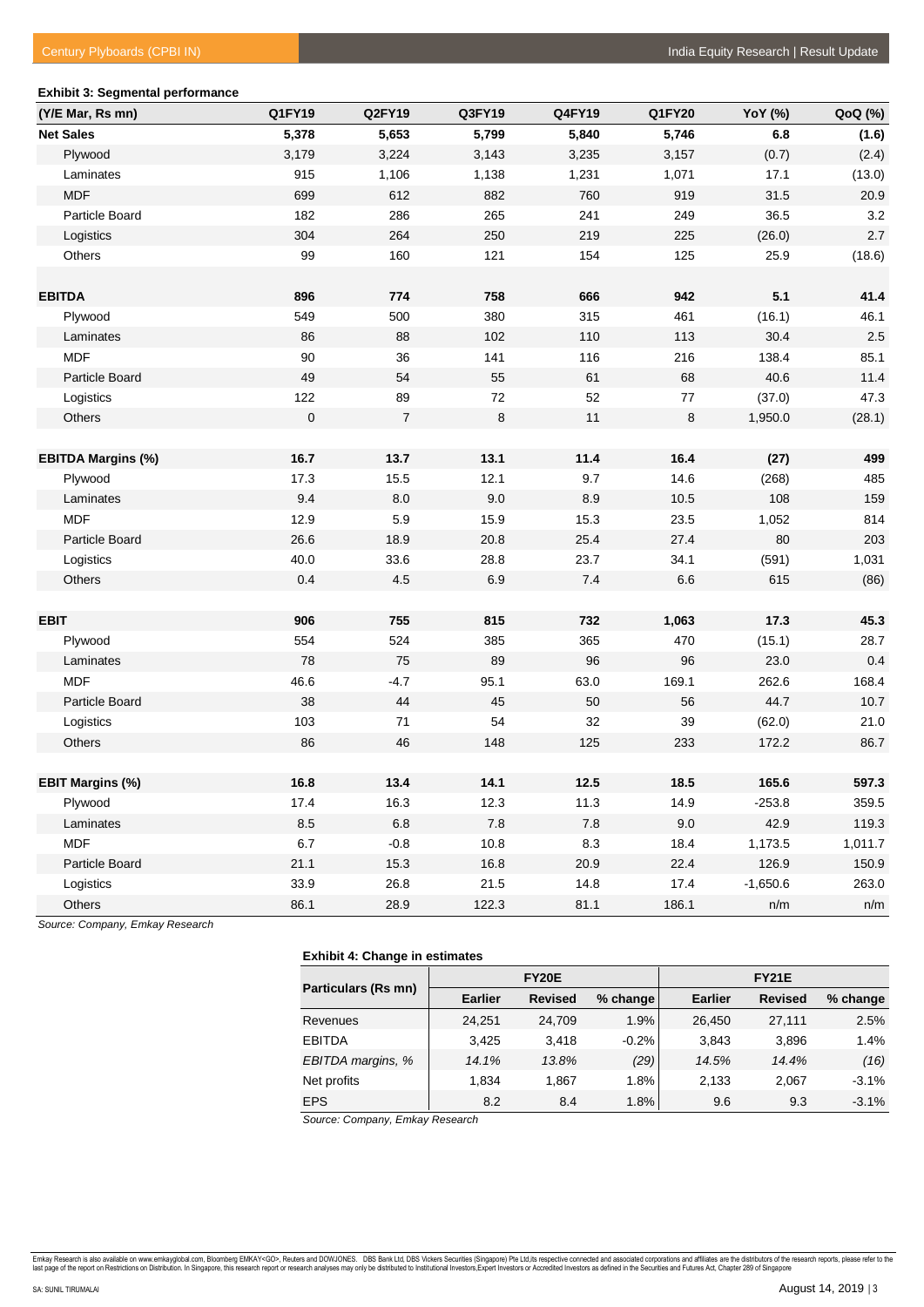**Exhibit 3: Segmental performance**

| (Y/E Mar, Rs mn) | Q1FY19 | Q2FY19 | Q3FY19 | Q4FY19 | Q1FY20 | YoY (%) | QoQ (%) |
|---|---|---|---|---|---|---|---|
| **Net Sales** | **5,378** | **5,653** | **5,799** | **5,840** | **5,746** | **6.8** | **(1.6)** |
| Plywood | 3,179 | 3,224 | 3,143 | 3,235 | 3,157 | (0.7) | (2.4) |
| Laminates | 915 | 1,106 | 1,138 | 1,231 | 1,071 | 17.1 | (13.0) |
| MDF | 699 | 612 | 882 | 760 | 919 | 31.5 | 20.9 |
| Particle Board | 182 | 286 | 265 | 241 | 249 | 36.5 | 3.2 |
| Logistics | 304 | 264 | 250 | 219 | 225 | (26.0) | 2.7 |
| Others | 99 | 160 | 121 | 154 | 125 | 25.9 | (18.6) |
| | | | | | | | |
| **EBITDA** | **896** | **774** | **758** | **666** | **942** | **5.1** | **41.4** |
| Plywood | 549 | 500 | 380 | 315 | 461 | (16.1) | 46.1 |
| Laminates | 86 | 88 | 102 | 110 | 113 | 30.4 | 2.5 |
| MDF | 90 | 36 | 141 | 116 | 216 | 138.4 | 85.1 |
| Particle Board | 49 | 54 | 55 | 61 | 68 | 40.6 | 11.4 |
| Logistics | 122 | 89 | 72 | 52 | 77 | (37.0) | 47.3 |
| Others | 0 | 7 | 8 | 11 | 8 | 1,950.0 | (28.1) |
| | | | | | | | |
| **EBITDA Margins (%)** | **16.7** | **13.7** | **13.1** | **11.4** | **16.4** | **(27)** | **499** |
| Plywood | 17.3 | 15.5 | 12.1 | 9.7 | 14.6 | (268) | 485 |
| Laminates | 9.4 | 8.0 | 9.0 | 8.9 | 10.5 | 108 | 159 |
| MDF | 12.9 | 5.9 | 15.9 | 15.3 | 23.5 | 1,052 | 814 |
| Particle Board | 26.6 | 18.9 | 20.8 | 25.4 | 27.4 | 80 | 203 |
| Logistics | 40.0 | 33.6 | 28.8 | 23.7 | 34.1 | (591) | 1,031 |
| Others | 0.4 | 4.5 | 6.9 | 7.4 | 6.6 | 615 | (86) |
| | | | | | | | |
| **EBIT** | **906** | **755** | **815** | **732** | **1,063** | **17.3** | **45.3** |
| Plywood | 554 | 524 | 385 | 365 | 470 | (15.1) | 28.7 |
| Laminates | 78 | 75 | 89 | 96 | 96 | 23.0 | 0.4 |
| MDF | 46.6 | -4.7 | 95.1 | 63.0 | 169.1 | 262.6 | 168.4 |
| Particle Board | 38 | 44 | 45 | 50 | 56 | 44.7 | 10.7 |
| Logistics | 103 | 71 | 54 | 32 | 39 | (62.0) | 21.0 |
| Others | 86 | 46 | 148 | 125 | 233 | 172.2 | 86.7 |
| | | | | | | | |
| **EBIT Margins (%)** | **16.8** | **13.4** | **14.1** | **12.5** | **18.5** | **165.6** | **597.3** |
| Plywood | 17.4 | 16.3 | 12.3 | 11.3 | 14.9 | -253.8 | 359.5 |
| Laminates | 8.5 | 6.8 | 7.8 | 7.8 | 9.0 | 42.9 | 119.3 |
| MDF | 6.7 | -0.8 | 10.8 | 8.3 | 18.4 | 1,173.5 | 1,011.7 |
| Particle Board | 21.1 | 15.3 | 16.8 | 20.9 | 22.4 | 126.9 | 150.9 |
| Logistics | 33.9 | 26.8 | 21.5 | 14.8 | 17.4 | -1,650.6 | 263.0 |
| Others | 86.1 | 28.9 | 122.3 | 81.1 | 186.1 | n/m | n/m |

*Source: Company, Emkay Research*

**Exhibit 4: Change in estimates**

| Particulars (Rs mn) | FY20E | | | FY21E | | |
|---|---|---|---|---|---|---|
| | **Earlier** | **Revised** | **% change** | **Earlier** | **Revised** | **% change** |
| Revenues | 24,251 | 24,709 | 1.9% | 26,450 | 27,111 | 2.5% |
| EBITDA | 3,425 | 3,418 | -0.2% | 3,843 | 3,896 | 1.4% |
| *EBITDA margins, %* | *14.1%* | *13.8%* | *(29)* | *14.5%* | *14.4%* | *(16)* |
| Net profits | 1,834 | 1,867 | 1.8% | 2,133 | 2,067 | -3.1% |
| EPS | 8.2 | 8.4 | 1.8% | 9.6 | 9.3 | -3.1% |

*Source: Company, Emkay Research*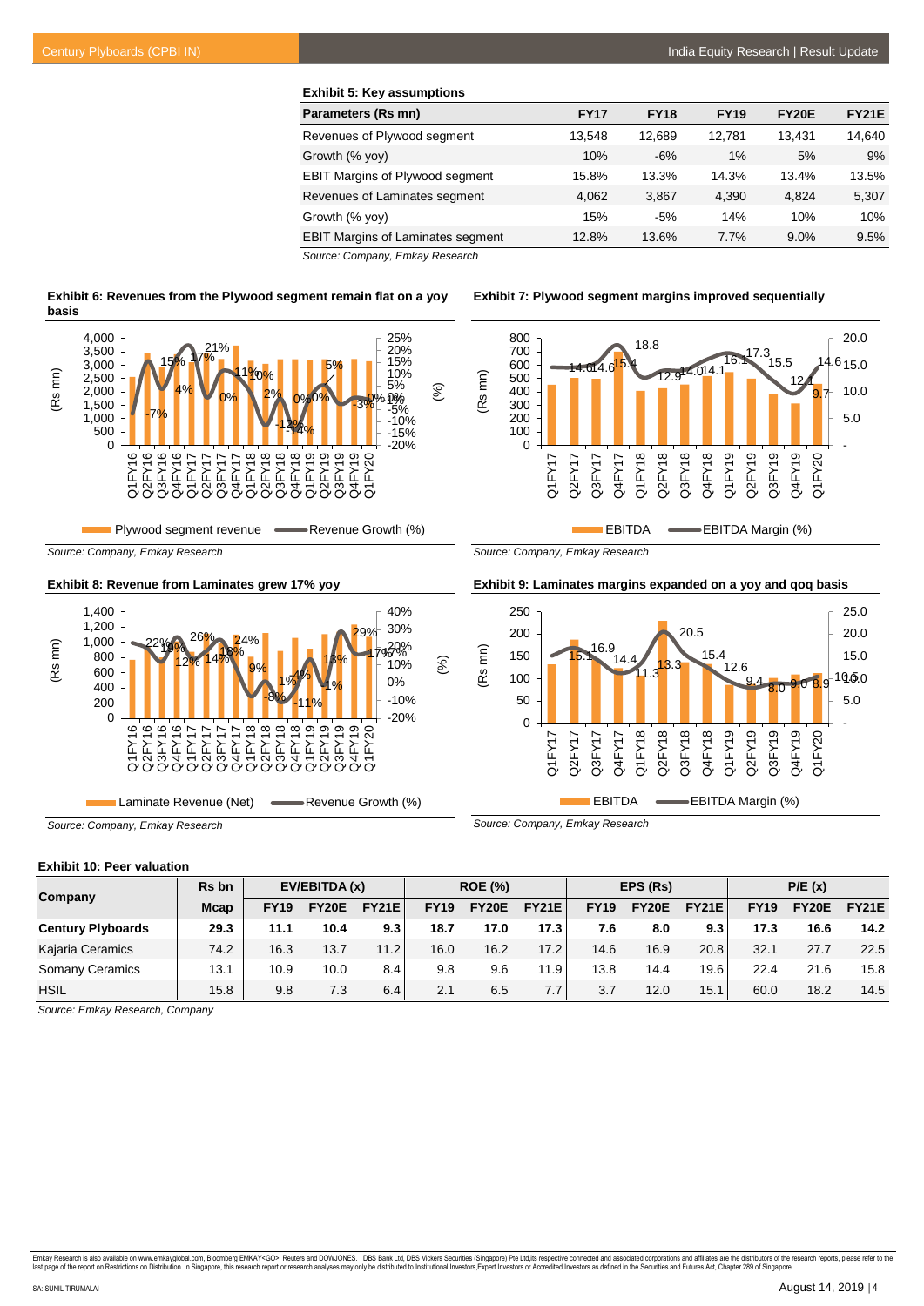### Exhibit 5: Key assumptions

| Parameters (Rs mn) | FY17 | FY18 | FY19 | FY20E | FY21E |
|---|---|---|---|---|---|
| Revenues of Plywood segment | 13,548 | 12,689 | 12,781 | 13,431 | 14,640 |
| Growth (% yoy) | 10% | -6% | 1% | 5% | 9% |
| EBIT Margins of Plywood segment | 15.8% | 13.3% | 14.3% | 13.4% | 13.5% |
| Revenues of Laminates segment | 4,062 | 3,867 | 4,390 | 4,824 | 5,307 |
| Growth (% yoy) | 15% | -5% | 14% | 10% | 10% |
| EBIT Margins of Laminates segment | 12.8% | 13.6% | 7.7% | 9.0% | 9.5% |

*Source: Company, Emkay Research*

### Exhibit 6: Revenues from the Plywood segment remain flat on a yoy basis

*Source: Company, Emkay Research*

### Exhibit 7: Plywood segment margins improved sequentially

*Source: Company, Emkay Research*

### Exhibit 8: Revenue from Laminates grew 17% yoy

*Source: Company, Emkay Research*

### Exhibit 9: Laminates margins expanded on a yoy and qoq basis

*Source: Company, Emkay Research*

### Exhibit 10: Peer valuation

| Company | Rs bn | EV/EBITDA (x) | | | ROE (%) | | | EPS (Rs) | | | P/E (x) | | |
|---|---|---|---|---|---|---|---|---|---|---|---|---|---|
| | Mcap | FY19 | FY20E | FY21E | FY19 | FY20E | FY21E | FY19 | FY20E | FY21E | FY19 | FY20E | FY21E |
| **Century Plyboards** | **29.3** | **11.1** | **10.4** | **9.3** | **18.7** | **17.0** | **17.3** | **7.6** | **8.0** | **9.3** | **17.3** | **16.6** | **14.2** |
| Kajaria Ceramics | 74.2 | 16.3 | 13.7 | 11.2 | 16.0 | 16.2 | 17.2 | 14.6 | 16.9 | 20.8 | 32.1 | 27.7 | 22.5 |
| Somany Ceramics | 13.1 | 10.9 | 10.0 | 8.4 | 9.8 | 9.6 | 11.9 | 13.8 | 14.4 | 19.6 | 22.4 | 21.6 | 15.8 |
| HSIL | 15.8 | 9.8 | 7.3 | 6.4 | 2.1 | 6.5 | 7.7 | 3.7 | 12.0 | 15.1 | 60.0 | 18.2 | 14.5 |

*Source: Emkay Research, Company*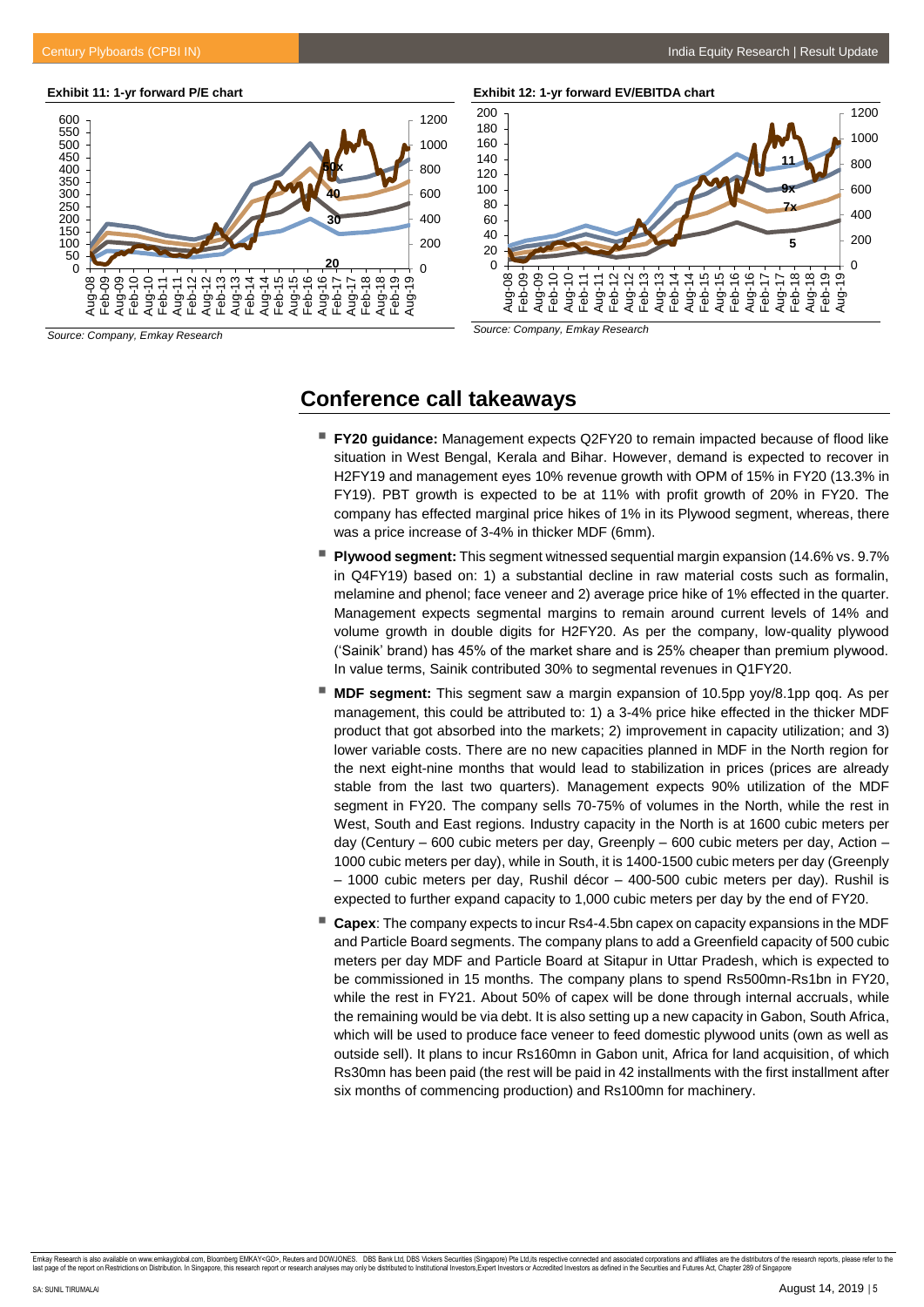**Exhibit 11: 1-yr forward P/E chart**

*Source: Company, Emkay Research*

**Exhibit 12: 1-yr forward EV/EBITDA chart**

*Source: Company, Emkay Research*

## Conference call takeaways

- **FY20 guidance:** Management expects Q2FY20 to remain impacted because of flood like situation in West Bengal, Kerala and Bihar. However, demand is expected to recover in H2FY19 and management eyes 10% revenue growth with OPM of 15% in FY20 (13.3% in FY19). PBT growth is expected to be at 11% with profit growth of 20% in FY20. The company has effected marginal price hikes of 1% in its Plywood segment, whereas, there was a price increase of 3-4% in thicker MDF (6mm).
- **Plywood segment:** This segment witnessed sequential margin expansion (14.6% vs. 9.7% in Q4FY19) based on: 1) a substantial decline in raw material costs such as formalin, melamine and phenol; face veneer and 2) average price hike of 1% effected in the quarter. Management expects segmental margins to remain around current levels of 14% and volume growth in double digits for H2FY20. As per the company, low-quality plywood ('Sainik' brand) has 45% of the market share and is 25% cheaper than premium plywood. In value terms, Sainik contributed 30% to segmental revenues in Q1FY20.
- **MDF segment:** This segment saw a margin expansion of 10.5pp yoy/8.1pp qoq. As per management, this could be attributed to: 1) a 3-4% price hike effected in the thicker MDF product that got absorbed into the markets; 2) improvement in capacity utilization; and 3) lower variable costs. There are no new capacities planned in MDF in the North region for the next eight-nine months that would lead to stabilization in prices (prices are already stable from the last two quarters). Management expects 90% utilization of the MDF segment in FY20. The company sells 70-75% of volumes in the North, while the rest in West, South and East regions. Industry capacity in the North is at 1600 cubic meters per day (Century – 600 cubic meters per day, Greenply – 600 cubic meters per day, Action – 1000 cubic meters per day), while in South, it is 1400-1500 cubic meters per day (Greenply – 1000 cubic meters per day, Rushil décor – 400-500 cubic meters per day). Rushil is expected to further expand capacity to 1,000 cubic meters per day by the end of FY20.
- **Capex**: The company expects to incur Rs4-4.5bn capex on capacity expansions in the MDF and Particle Board segments. The company plans to add a Greenfield capacity of 500 cubic meters per day MDF and Particle Board at Sitapur in Uttar Pradesh, which is expected to be commissioned in 15 months. The company plans to spend Rs500mn-Rs1bn in FY20, while the rest in FY21. About 50% of capex will be done through internal accruals, while the remaining would be via debt. It is also setting up a new capacity in Gabon, South Africa, which will be used to produce face veneer to feed domestic plywood units (own as well as outside sell). It plans to incur Rs160mn in Gabon unit, Africa for land acquisition, of which Rs30mn has been paid (the rest will be paid in 42 installments with the first installment after six months of commencing production) and Rs100mn for machinery.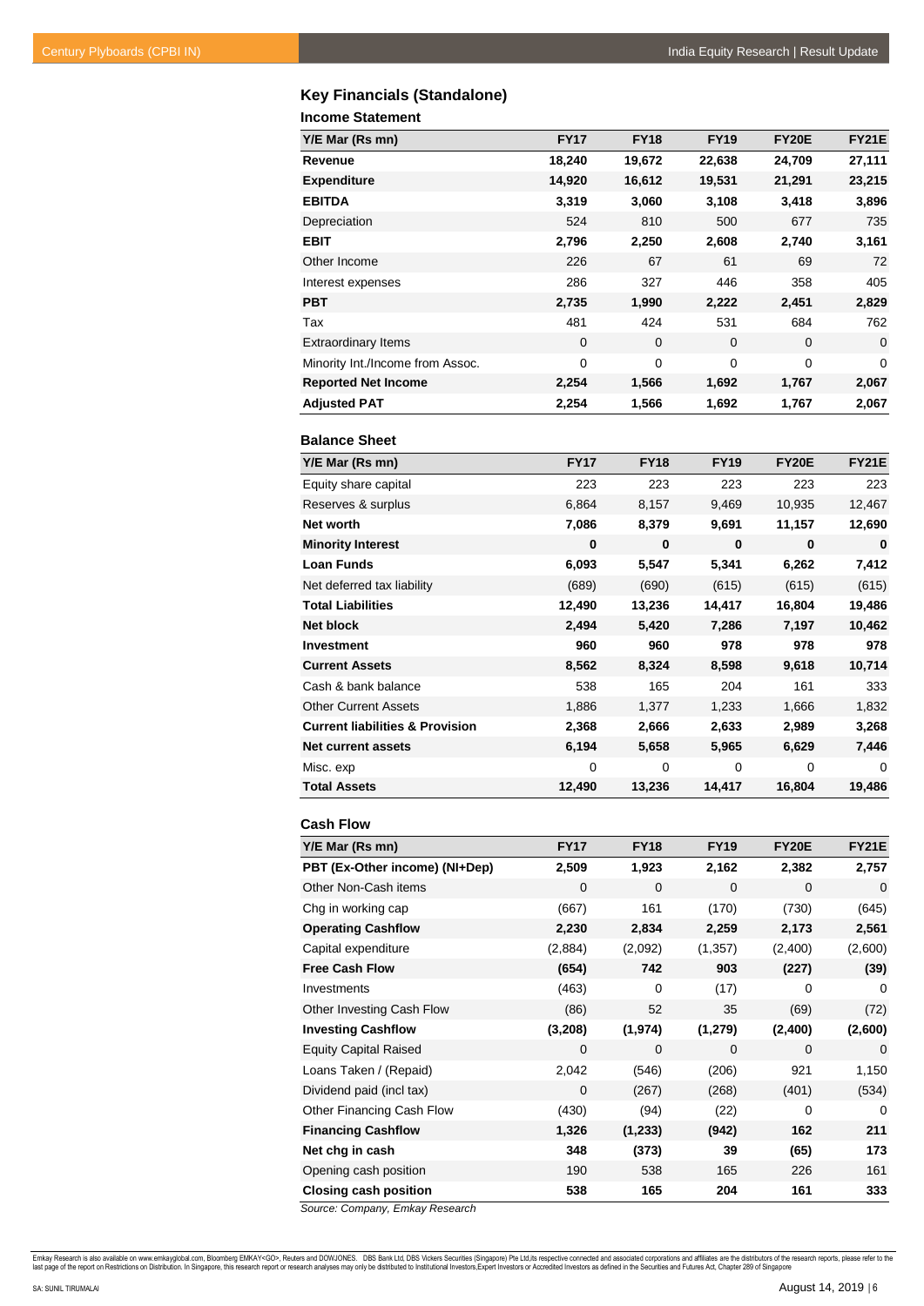## Key Financials (Standalone)

### Income Statement

| Y/E Mar (Rs mn) | FY17 | FY18 | FY19 | FY20E | FY21E |
|---|---|---|---|---|---|
| **Revenue** | **18,240** | **19,672** | **22,638** | **24,709** | **27,111** |
| **Expenditure** | **14,920** | **16,612** | **19,531** | **21,291** | **23,215** |
| **EBITDA** | **3,319** | **3,060** | **3,108** | **3,418** | **3,896** |
| Depreciation | 524 | 810 | 500 | 677 | 735 |
| **EBIT** | **2,796** | **2,250** | **2,608** | **2,740** | **3,161** |
| Other Income | 226 | 67 | 61 | 69 | 72 |
| Interest expenses | 286 | 327 | 446 | 358 | 405 |
| **PBT** | **2,735** | **1,990** | **2,222** | **2,451** | **2,829** |
| Tax | 481 | 424 | 531 | 684 | 762 |
| Extraordinary Items | 0 | 0 | 0 | 0 | 0 |
| Minority Int./Income from Assoc. | 0 | 0 | 0 | 0 | 0 |
| **Reported Net Income** | **2,254** | **1,566** | **1,692** | **1,767** | **2,067** |
| **Adjusted PAT** | **2,254** | **1,566** | **1,692** | **1,767** | **2,067** |

### Balance Sheet

| Y/E Mar (Rs mn) | FY17 | FY18 | FY19 | FY20E | FY21E |
|---|---|---|---|---|---|
| Equity share capital | 223 | 223 | 223 | 223 | 223 |
| Reserves & surplus | 6,864 | 8,157 | 9,469 | 10,935 | 12,467 |
| **Net worth** | **7,086** | **8,379** | **9,691** | **11,157** | **12,690** |
| **Minority Interest** | **0** | **0** | **0** | **0** | **0** |
| **Loan Funds** | **6,093** | **5,547** | **5,341** | **6,262** | **7,412** |
| Net deferred tax liability | (689) | (690) | (615) | (615) | (615) |
| **Total Liabilities** | **12,490** | **13,236** | **14,417** | **16,804** | **19,486** |
| **Net block** | **2,494** | **5,420** | **7,286** | **7,197** | **10,462** |
| **Investment** | **960** | **960** | **978** | **978** | **978** |
| **Current Assets** | **8,562** | **8,324** | **8,598** | **9,618** | **10,714** |
| Cash & bank balance | 538 | 165 | 204 | 161 | 333 |
| Other Current Assets | 1,886 | 1,377 | 1,233 | 1,666 | 1,832 |
| **Current liabilities & Provision** | **2,368** | **2,666** | **2,633** | **2,989** | **3,268** |
| **Net current assets** | **6,194** | **5,658** | **5,965** | **6,629** | **7,446** |
| Misc. exp | 0 | 0 | 0 | 0 | 0 |
| **Total Assets** | **12,490** | **13,236** | **14,417** | **16,804** | **19,486** |

### Cash Flow

| Y/E Mar (Rs mn) | FY17 | FY18 | FY19 | FY20E | FY21E |
|---|---|---|---|---|---|
| **PBT (Ex-Other income) (NI+Dep)** | **2,509** | **1,923** | **2,162** | **2,382** | **2,757** |
| Other Non-Cash items | 0 | 0 | 0 | 0 | 0 |
| Chg in working cap | (667) | 161 | (170) | (730) | (645) |
| **Operating Cashflow** | **2,230** | **2,834** | **2,259** | **2,173** | **2,561** |
| Capital expenditure | (2,884) | (2,092) | (1,357) | (2,400) | (2,600) |
| **Free Cash Flow** | **(654)** | **742** | **903** | **(227)** | **(39)** |
| Investments | (463) | 0 | (17) | 0 | 0 |
| Other Investing Cash Flow | (86) | 52 | 35 | (69) | (72) |
| **Investing Cashflow** | **(3,208)** | **(1,974)** | **(1,279)** | **(2,400)** | **(2,600)** |
| Equity Capital Raised | 0 | 0 | 0 | 0 | 0 |
| Loans Taken / (Repaid) | 2,042 | (546) | (206) | 921 | 1,150 |
| Dividend paid (incl tax) | 0 | (267) | (268) | (401) | (534) |
| Other Financing Cash Flow | (430) | (94) | (22) | 0 | 0 |
| **Financing Cashflow** | **1,326** | **(1,233)** | **(942)** | **162** | **211** |
| **Net chg in cash** | **348** | **(373)** | **39** | **(65)** | **173** |
| Opening cash position | 190 | 538 | 165 | 226 | 161 |
| **Closing cash position** | **538** | **165** | **204** | **161** | **333** |

*Source: Company, Emkay Research*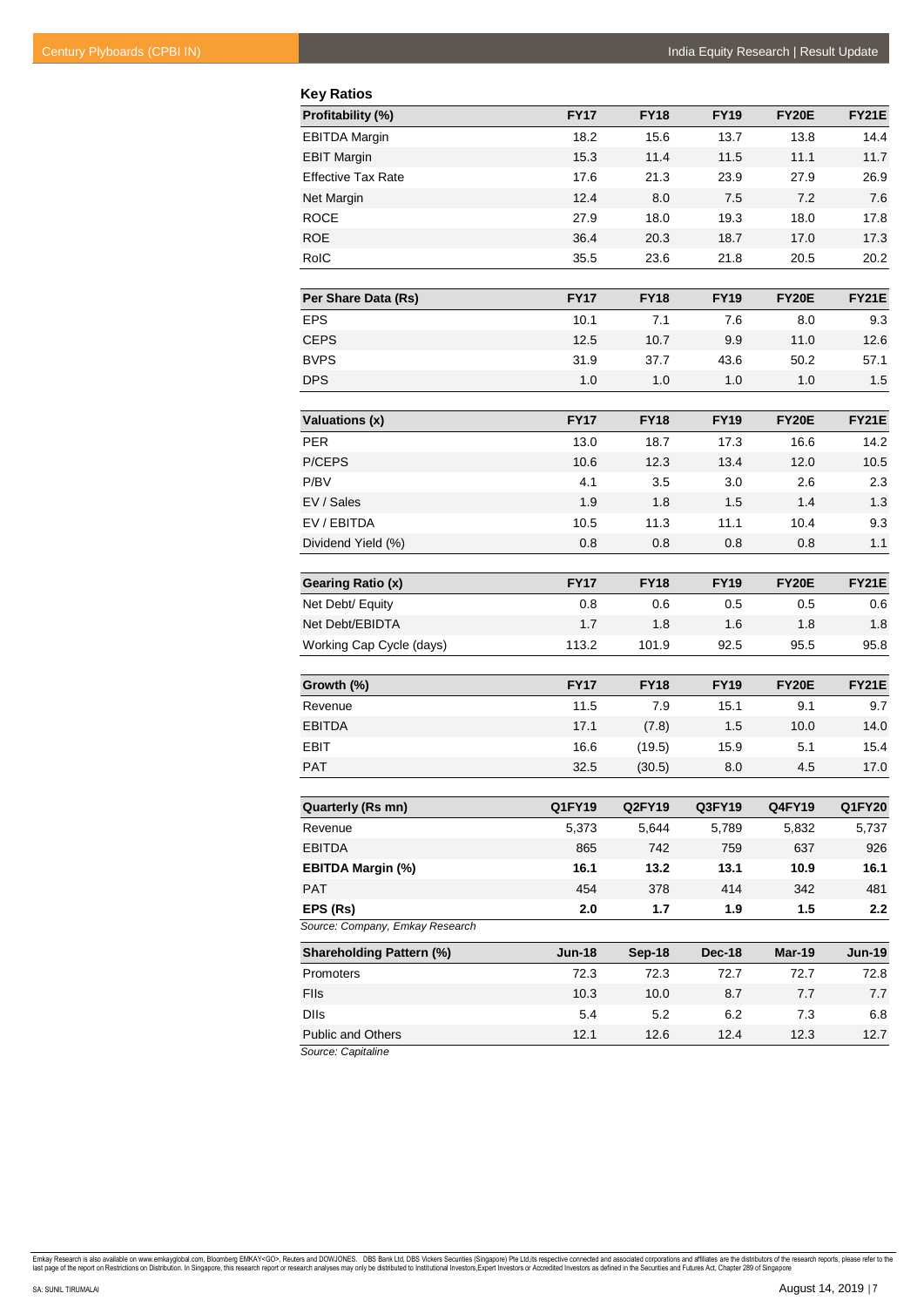## Key Ratios

| Profitability (%) | FY17 | FY18 | FY19 | FY20E | FY21E |
|---|---|---|---|---|---|
| EBITDA Margin | 18.2 | 15.6 | 13.7 | 13.8 | 14.4 |
| EBIT Margin | 15.3 | 11.4 | 11.5 | 11.1 | 11.7 |
| Effective Tax Rate | 17.6 | 21.3 | 23.9 | 27.9 | 26.9 |
| Net Margin | 12.4 | 8.0 | 7.5 | 7.2 | 7.6 |
| ROCE | 27.9 | 18.0 | 19.3 | 18.0 | 17.8 |
| ROE | 36.4 | 20.3 | 18.7 | 17.0 | 17.3 |
| RoIC | 35.5 | 23.6 | 21.8 | 20.5 | 20.2 |

| Per Share Data (Rs) | FY17 | FY18 | FY19 | FY20E | FY21E |
|---|---|---|---|---|---|
| EPS | 10.1 | 7.1 | 7.6 | 8.0 | 9.3 |
| CEPS | 12.5 | 10.7 | 9.9 | 11.0 | 12.6 |
| BVPS | 31.9 | 37.7 | 43.6 | 50.2 | 57.1 |
| DPS | 1.0 | 1.0 | 1.0 | 1.0 | 1.5 |

| Valuations (x) | FY17 | FY18 | FY19 | FY20E | FY21E |
|---|---|---|---|---|---|
| PER | 13.0 | 18.7 | 17.3 | 16.6 | 14.2 |
| P/CEPS | 10.6 | 12.3 | 13.4 | 12.0 | 10.5 |
| P/BV | 4.1 | 3.5 | 3.0 | 2.6 | 2.3 |
| EV / Sales | 1.9 | 1.8 | 1.5 | 1.4 | 1.3 |
| EV / EBITDA | 10.5 | 11.3 | 11.1 | 10.4 | 9.3 |
| Dividend Yield (%) | 0.8 | 0.8 | 0.8 | 0.8 | 1.1 |

| Gearing Ratio (x) | FY17 | FY18 | FY19 | FY20E | FY21E |
|---|---|---|---|---|---|
| Net Debt/ Equity | 0.8 | 0.6 | 0.5 | 0.5 | 0.6 |
| Net Debt/EBIDTA | 1.7 | 1.8 | 1.6 | 1.8 | 1.8 |
| Working Cap Cycle (days) | 113.2 | 101.9 | 92.5 | 95.5 | 95.8 |

| Growth (%) | FY17 | FY18 | FY19 | FY20E | FY21E |
|---|---|---|---|---|---|
| Revenue | 11.5 | 7.9 | 15.1 | 9.1 | 9.7 |
| EBITDA | 17.1 | (7.8) | 1.5 | 10.0 | 14.0 |
| EBIT | 16.6 | (19.5) | 15.9 | 5.1 | 15.4 |
| PAT | 32.5 | (30.5) | 8.0 | 4.5 | 17.0 |

| Quarterly (Rs mn) | Q1FY19 | Q2FY19 | Q3FY19 | Q4FY19 | Q1FY20 |
|---|---|---|---|---|---|
| Revenue | 5,373 | 5,644 | 5,789 | 5,832 | 5,737 |
| EBITDA | 865 | 742 | 759 | 637 | 926 |
| **EBITDA Margin (%)** | **16.1** | **13.2** | **13.1** | **10.9** | **16.1** |
| PAT | 454 | 378 | 414 | 342 | 481 |
| **EPS (Rs)** | **2.0** | **1.7** | **1.9** | **1.5** | **2.2** |

*Source: Company, Emkay Research*

| Shareholding Pattern (%) | Jun-18 | Sep-18 | Dec-18 | Mar-19 | Jun-19 |
|---|---|---|---|---|---|
| Promoters | 72.3 | 72.3 | 72.7 | 72.7 | 72.8 |
| FIIs | 10.3 | 10.0 | 8.7 | 7.7 | 7.7 |
| DIIs | 5.4 | 5.2 | 6.2 | 7.3 | 6.8 |
| Public and Others | 12.1 | 12.6 | 12.4 | 12.3 | 12.7 |

*Source: Capitaline*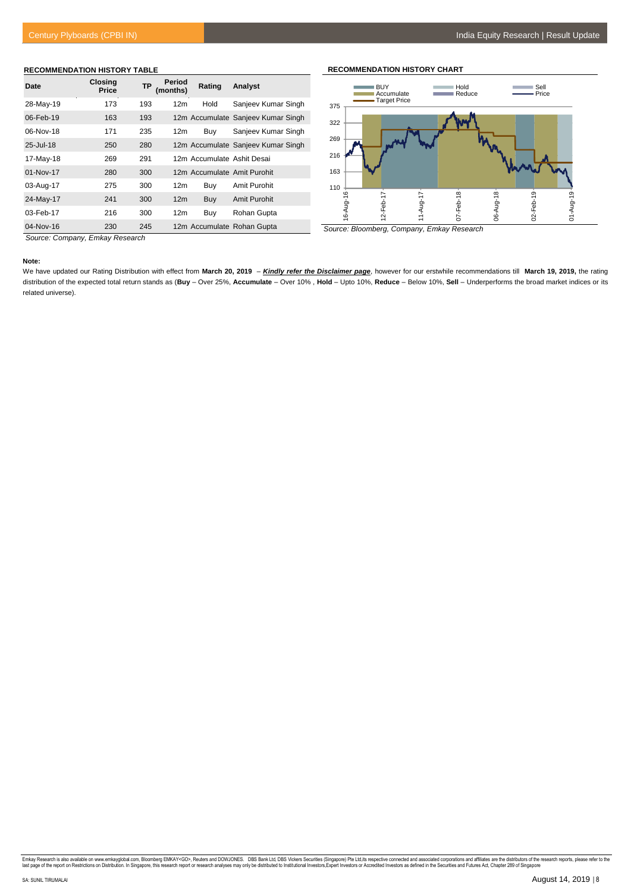### RECOMMENDATION HISTORY TABLE

| Date | Closing Price | TP | Period (months) | Rating | Analyst |
|---|---|---|---|---|---|
| 28-May-19 | 173 | 193 | 12m | Hold | Sanjeev Kumar Singh |
| 06-Feb-19 | 163 | 193 | 12m | Accumulate | Sanjeev Kumar Singh |
| 06-Nov-18 | 171 | 235 | 12m | Buy | Sanjeev Kumar Singh |
| 25-Jul-18 | 250 | 280 | 12m | Accumulate | Sanjeev Kumar Singh |
| 17-May-18 | 269 | 291 | 12m | Accumulate | Ashit Desai |
| 01-Nov-17 | 280 | 300 | 12m | Accumulate | Amit Purohit |
| 03-Aug-17 | 275 | 300 | 12m | Buy | Amit Purohit |
| 24-May-17 | 241 | 300 | 12m | Buy | Amit Purohit |
| 03-Feb-17 | 216 | 300 | 12m | Buy | Rohan Gupta |
| 04-Nov-16 | 230 | 245 | 12m | Accumulate | Rohan Gupta |

*Source: Company, Emkay Research*

### RECOMMENDATION HISTORY CHART

*Source: Bloomberg, Company, Emkay Research*

**Note:**

We have updated our Rating Distribution with effect from **March 20, 2019** – ***Kindly refer the Disclaimer page***, however for our erstwhile recommendations till **March 19, 2019,** the rating distribution of the expected total return stands as (**Buy** – Over 25%, **Accumulate** – Over 10% , **Hold** – Upto 10%, **Reduce** – Below 10%, **Sell** – Underperforms the broad market indices or its related universe).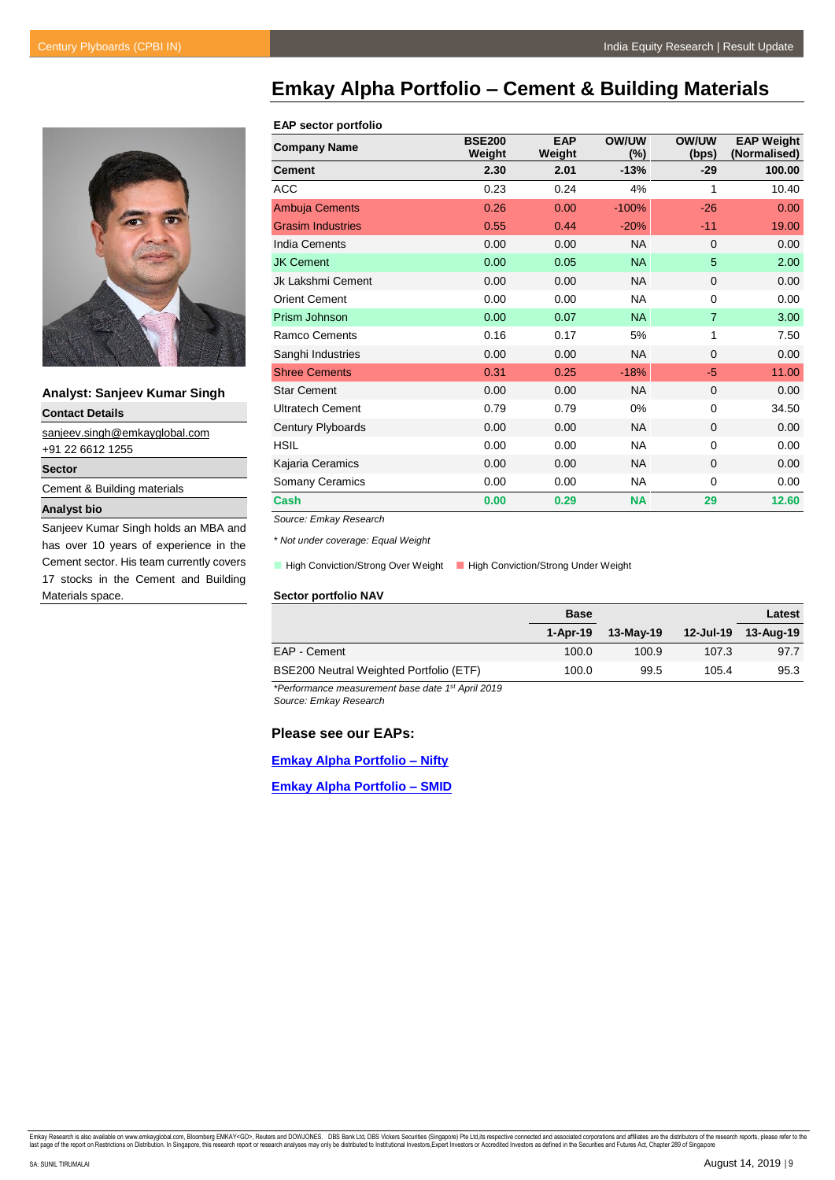# Emkay Alpha Portfolio – Cement & Building Materials

**Analyst: Sanjeev Kumar Singh**

**Contact Details**

sanjeev.singh@emkayglobal.com
+91 22 6612 1255

**Sector**

Cement & Building materials

**Analyst bio**

Sanjeev Kumar Singh holds an MBA and has over 10 years of experience in the Cement sector. His team currently covers 17 stocks in the Cement and Building Materials space.

**EAP sector portfolio**

| Company Name | BSE200 Weight | EAP Weight | OW/UW (%) | OW/UW (bps) | EAP Weight (Normalised) |
|---|---|---|---|---|---|
| **Cement** | **2.30** | **2.01** | **-13%** | **-29** | **100.00** |
| ACC | 0.23 | 0.24 | 4% | 1 | 10.40 |
| Ambuja Cements | 0.26 | 0.00 | -100% | -26 | 0.00 |
| Grasim Industries | 0.55 | 0.44 | -20% | -11 | 19.00 |
| India Cements | 0.00 | 0.00 | NA | 0 | 0.00 |
| JK Cement | 0.00 | 0.05 | NA | 5 | 2.00 |
| Jk Lakshmi Cement | 0.00 | 0.00 | NA | 0 | 0.00 |
| Orient Cement | 0.00 | 0.00 | NA | 0 | 0.00 |
| Prism Johnson | 0.00 | 0.07 | NA | 7 | 3.00 |
| Ramco Cements | 0.16 | 0.17 | 5% | 1 | 7.50 |
| Sanghi Industries | 0.00 | 0.00 | NA | 0 | 0.00 |
| Shree Cements | 0.31 | 0.25 | -18% | -5 | 11.00 |
| Star Cement | 0.00 | 0.00 | NA | 0 | 0.00 |
| Ultratech Cement | 0.79 | 0.79 | 0% | 0 | 34.50 |
| Century Plyboards | 0.00 | 0.00 | NA | 0 | 0.00 |
| HSIL | 0.00 | 0.00 | NA | 0 | 0.00 |
| Kajaria Ceramics | 0.00 | 0.00 | NA | 0 | 0.00 |
| Somany Ceramics | 0.00 | 0.00 | NA | 0 | 0.00 |
| **Cash** | **0.00** | **0.29** | **NA** | **29** | **12.60** |

*Source: Emkay Research*

*\* Not under coverage: Equal Weight*

High Conviction/Strong Over Weight | High Conviction/Strong Under Weight

**Sector portfolio NAV**

| | Base | | | Latest |
|---|---|---|---|---|
| | **1-Apr-19** | **13-May-19** | **12-Jul-19** | **13-Aug-19** |
| EAP - Cement | 100.0 | 100.9 | 107.3 | 97.7 |
| BSE200 Neutral Weighted Portfolio (ETF) | 100.0 | 99.5 | 105.4 | 95.3 |

*\*Performance measurement base date 1st April 2019*
*Source: Emkay Research*

### Please see our EAPs:

**Emkay Alpha Portfolio – Nifty**

**Emkay Alpha Portfolio – SMID**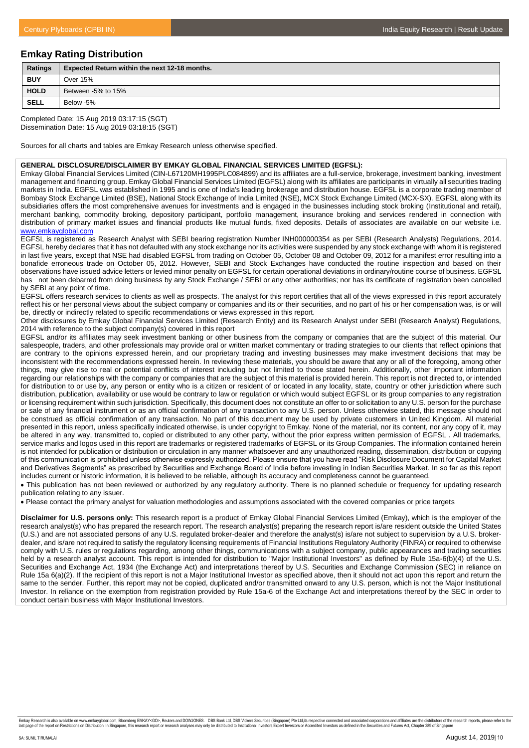## Emkay Rating Distribution

| Ratings | Expected Return within the next 12-18 months. |
|---|---|
| BUY | Over 15% |
| HOLD | Between -5% to 15% |
| SELL | Below -5% |

Completed Date: 15 Aug 2019 03:17:15 (SGT)
Dissemination Date: 15 Aug 2019 03:18:15 (SGT)

Sources for all charts and tables are Emkay Research unless otherwise specified.

**GENERAL DISCLOSURE/DISCLAIMER BY EMKAY GLOBAL FINANCIAL SERVICES LIMITED (EGFSL):**
Emkay Global Financial Services Limited (CIN-L67120MH1995PLC084899) and its affiliates are a full-service, brokerage, investment banking, investment management and financing group. Emkay Global Financial Services Limited (EGFSL) along with its affiliates are participants in virtually all securities trading markets in India. EGFSL was established in 1995 and is one of India's leading brokerage and distribution house. EGFSL is a corporate trading member of Bombay Stock Exchange Limited (BSE), National Stock Exchange of India Limited (NSE), MCX Stock Exchange Limited (MCX-SX). EGFSL along with its subsidiaries offers the most comprehensive avenues for investments and is engaged in the businesses including stock broking (Institutional and retail), merchant banking, commodity broking, depository participant, portfolio management, insurance broking and services rendered in connection with distribution of primary market issues and financial products like mutual funds, fixed deposits. Details of associates are available on our website i.e. www.emkayglobal.com

EGFSL is registered as Research Analyst with SEBI bearing registration Number INH000000354 as per SEBI (Research Analysts) Regulations, 2014. EGFSL hereby declares that it has not defaulted with any stock exchange nor its activities were suspended by any stock exchange with whom it is registered in last five years, except that NSE had disabled EGFSL from trading on October 05, October 08 and October 09, 2012 for a manifest error resulting into a bonafide erroneous trade on October 05, 2012. However, SEBI and Stock Exchanges have conducted the routine inspection and based on their observations have issued advice letters or levied minor penalty on EGFSL for certain operational deviations in ordinary/routine course of business. EGFSL has not been debarred from doing business by any Stock Exchange / SEBI or any other authorities; nor has its certificate of registration been cancelled by SEBI at any point of time.

EGFSL offers research services to clients as well as prospects. The analyst for this report certifies that all of the views expressed in this report accurately reflect his or her personal views about the subject company or companies and its or their securities, and no part of his or her compensation was, is or will be, directly or indirectly related to specific recommendations or views expressed in this report.

Other disclosures by Emkay Global Financial Services Limited (Research Entity) and its Research Analyst under SEBI (Research Analyst) Regulations, 2014 with reference to the subject company(s) covered in this report

EGFSL and/or its affiliates may seek investment banking or other business from the company or companies that are the subject of this material. Our salespeople, traders, and other professionals may provide oral or written market commentary or trading strategies to our clients that reflect opinions that are contrary to the opinions expressed herein, and our proprietary trading and investing businesses may make investment decisions that may be inconsistent with the recommendations expressed herein. In reviewing these materials, you should be aware that any or all of the foregoing, among other things, may give rise to real or potential conflicts of interest including but not limited to those stated herein. Additionally, other important information regarding our relationships with the company or companies that are the subject of this material is provided herein. This report is not directed to, or intended for distribution to or use by, any person or entity who is a citizen or resident of or located in any locality, state, country or other jurisdiction where such distribution, publication, availability or use would be contrary to law or regulation or which would subject EGFSL or its group companies to any registration or licensing requirement within such jurisdiction. Specifically, this document does not constitute an offer to or solicitation to any U.S. person for the purchase or sale of any financial instrument or as an official confirmation of any transaction to any U.S. person. Unless otherwise stated, this message should not be construed as official confirmation of any transaction. No part of this document may be used by private customers in United Kingdom. All material presented in this report, unless specifically indicated otherwise, is under copyright to Emkay. None of the material, nor its content, nor any copy of it, may be altered in any way, transmitted to, copied or distributed to any other party, without the prior express written permission of EGFSL . All trademarks, service marks and logos used in this report are trademarks or registered trademarks of EGFSL or its Group Companies. The information contained herein is not intended for publication or distribution or circulation in any manner whatsoever and any unauthorized reading, dissemination, distribution or copying of this communication is prohibited unless otherwise expressly authorized. Please ensure that you have read "Risk Disclosure Document for Capital Market and Derivatives Segments" as prescribed by Securities and Exchange Board of India before investing in Indian Securities Market. In so far as this report includes current or historic information, it is believed to be reliable, although its accuracy and completeness cannot be guaranteed.

- This publication has not been reviewed or authorized by any regulatory authority. There is no planned schedule or frequency for updating research publication relating to any issuer.
- Please contact the primary analyst for valuation methodologies and assumptions associated with the covered companies or price targets

**Disclaimer for U.S. persons only:** This research report is a product of Emkay Global Financial Services Limited (Emkay), which is the employer of the research analyst(s) who has prepared the research report. The research analyst(s) preparing the research report is/are resident outside the United States (U.S.) and are not associated persons of any U.S. regulated broker-dealer and therefore the analyst(s) is/are not subject to supervision by a U.S. broker-dealer, and is/are not required to satisfy the regulatory licensing requirements of Financial Institutions Regulatory Authority (FINRA) or required to otherwise comply with U.S. rules or regulations regarding, among other things, communications with a subject company, public appearances and trading securities held by a research analyst account. This report is intended for distribution to "Major Institutional Investors" as defined by Rule 15a-6(b)(4) of the U.S. Securities and Exchange Act, 1934 (the Exchange Act) and interpretations thereof by U.S. Securities and Exchange Commission (SEC) in reliance on Rule 15a 6(a)(2). If the recipient of this report is not a Major Institutional Investor as specified above, then it should not act upon this report and return the same to the sender. Further, this report may not be copied, duplicated and/or transmitted onward to any U.S. person, which is not the Major Institutional Investor. In reliance on the exemption from registration provided by Rule 15a-6 of the Exchange Act and interpretations thereof by the SEC in order to conduct certain business with Major Institutional Investors.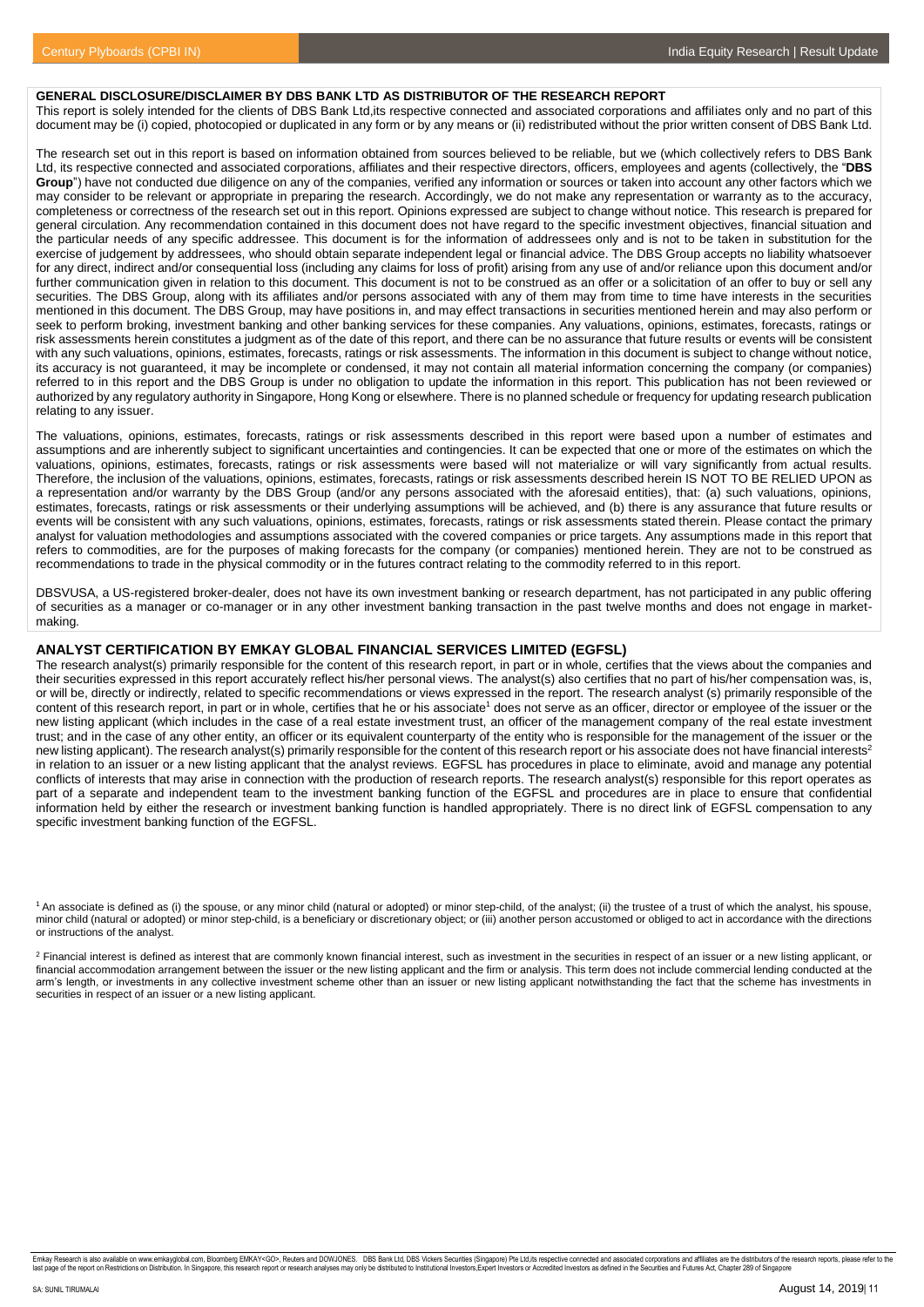### GENERAL DISCLOSURE/DISCLAIMER BY DBS BANK LTD AS DISTRIBUTOR OF THE RESEARCH REPORT

This report is solely intended for the clients of DBS Bank Ltd,its respective connected and associated corporations and affiliates only and no part of this document may be (i) copied, photocopied or duplicated in any form or by any means or (ii) redistributed without the prior written consent of DBS Bank Ltd.

The research set out in this report is based on information obtained from sources believed to be reliable, but we (which collectively refers to DBS Bank Ltd, its respective connected and associated corporations, affiliates and their respective directors, officers, employees and agents (collectively, the "**DBS Group**") have not conducted due diligence on any of the companies, verified any information or sources or taken into account any other factors which we may consider to be relevant or appropriate in preparing the research. Accordingly, we do not make any representation or warranty as to the accuracy, completeness or correctness of the research set out in this report. Opinions expressed are subject to change without notice. This research is prepared for general circulation. Any recommendation contained in this document does not have regard to the specific investment objectives, financial situation and the particular needs of any specific addressee. This document is for the information of addressees only and is not to be taken in substitution for the exercise of judgement by addressees, who should obtain separate independent legal or financial advice. The DBS Group accepts no liability whatsoever for any direct, indirect and/or consequential loss (including any claims for loss of profit) arising from any use of and/or reliance upon this document and/or further communication given in relation to this document. This document is not to be construed as an offer or a solicitation of an offer to buy or sell any securities. The DBS Group, along with its affiliates and/or persons associated with any of them may from time to time have interests in the securities mentioned in this document. The DBS Group, may have positions in, and may effect transactions in securities mentioned herein and may also perform or seek to perform broking, investment banking and other banking services for these companies. Any valuations, opinions, estimates, forecasts, ratings or risk assessments herein constitutes a judgment as of the date of this report, and there can be no assurance that future results or events will be consistent with any such valuations, opinions, estimates, forecasts, ratings or risk assessments. The information in this document is subject to change without notice, its accuracy is not guaranteed, it may be incomplete or condensed, it may not contain all material information concerning the company (or companies) referred to in this report and the DBS Group is under no obligation to update the information in this report. This publication has not been reviewed or authorized by any regulatory authority in Singapore, Hong Kong or elsewhere. There is no planned schedule or frequency for updating research publication relating to any issuer.

The valuations, opinions, estimates, forecasts, ratings or risk assessments described in this report were based upon a number of estimates and assumptions and are inherently subject to significant uncertainties and contingencies. It can be expected that one or more of the estimates on which the valuations, opinions, estimates, forecasts, ratings or risk assessments were based will not materialize or will vary significantly from actual results. Therefore, the inclusion of the valuations, opinions, estimates, forecasts, ratings or risk assessments described herein IS NOT TO BE RELIED UPON as a representation and/or warranty by the DBS Group (and/or any persons associated with the aforesaid entities), that: (a) such valuations, opinions, estimates, forecasts, ratings or risk assessments or their underlying assumptions will be achieved, and (b) there is any assurance that future results or events will be consistent with any such valuations, opinions, estimates, forecasts, ratings or risk assessments stated therein. Please contact the primary analyst for valuation methodologies and assumptions associated with the covered companies or price targets. Any assumptions made in this report that refers to commodities, are for the purposes of making forecasts for the company (or companies) mentioned herein. They are not to be construed as recommendations to trade in the physical commodity or in the futures contract relating to the commodity referred to in this report.

DBSVUSA, a US-registered broker-dealer, does not have its own investment banking or research department, has not participated in any public offering of securities as a manager or co-manager or in any other investment banking transaction in the past twelve months and does not engage in market-making.

### ANALYST CERTIFICATION BY EMKAY GLOBAL FINANCIAL SERVICES LIMITED (EGFSL)

The research analyst(s) primarily responsible for the content of this research report, in part or in whole, certifies that the views about the companies and their securities expressed in this report accurately reflect his/her personal views. The analyst(s) also certifies that no part of his/her compensation was, is, or will be, directly or indirectly, related to specific recommendations or views expressed in the report. The research analyst (s) primarily responsible of the content of this research report, in part or in whole, certifies that he or his associate[1] does not serve as an officer, director or employee of the issuer or the new listing applicant (which includes in the case of a real estate investment trust, an officer of the management company of the real estate investment trust; and in the case of any other entity, an officer or its equivalent counterparty of the entity who is responsible for the management of the issuer or the new listing applicant). The research analyst(s) primarily responsible for the content of this research report or his associate does not have financial interests[2] in relation to an issuer or a new listing applicant that the analyst reviews. EGFSL has procedures in place to eliminate, avoid and manage any potential conflicts of interests that may arise in connection with the production of research reports. The research analyst(s) responsible for this report operates as part of a separate and independent team to the investment banking function of the EGFSL and procedures are in place to ensure that confidential information held by either the research or investment banking function is handled appropriately. There is no direct link of EGFSL compensation to any specific investment banking function of the EGFSL.

[1] An associate is defined as (i) the spouse, or any minor child (natural or adopted) or minor step-child, of the analyst; (ii) the trustee of a trust of which the analyst, his spouse, minor child (natural or adopted) or minor step-child, is a beneficiary or discretionary object; or (iii) another person accustomed or obliged to act in accordance with the directions or instructions of the analyst.

[2] Financial interest is defined as interest that are commonly known financial interest, such as investment in the securities in respect of an issuer or a new listing applicant, or financial accommodation arrangement between the issuer or the new listing applicant and the firm or analysis. This term does not include commercial lending conducted at the arm's length, or investments in any collective investment scheme other than an issuer or new listing applicant notwithstanding the fact that the scheme has investments in securities in respect of an issuer or a new listing applicant.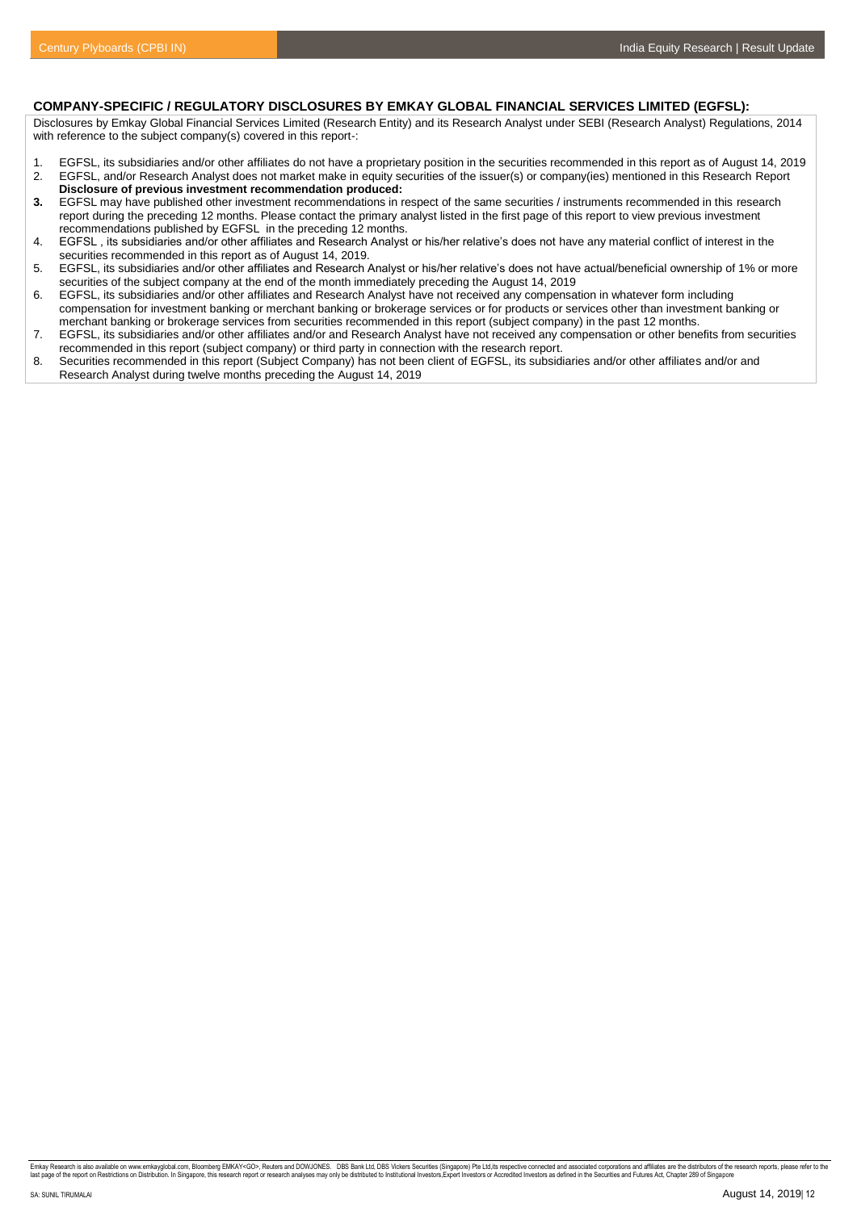## COMPANY-SPECIFIC / REGULATORY DISCLOSURES BY EMKAY GLOBAL FINANCIAL SERVICES LIMITED (EGFSL):

Disclosures by Emkay Global Financial Services Limited (Research Entity) and its Research Analyst under SEBI (Research Analyst) Regulations, 2014 with reference to the subject company(s) covered in this report-:

1. EGFSL, its subsidiaries and/or other affiliates do not have a proprietary position in the securities recommended in this report as of August 14, 2019
2. EGFSL, and/or Research Analyst does not market make in equity securities of the issuer(s) or company(ies) mentioned in this Research Report
   **Disclosure of previous investment recommendation produced:**
3. EGFSL may have published other investment recommendations in respect of the same securities / instruments recommended in this research report during the preceding 12 months. Please contact the primary analyst listed in the first page of this report to view previous investment recommendations published by EGFSL in the preceding 12 months.
4. EGFSL , its subsidiaries and/or other affiliates and Research Analyst or his/her relative's does not have any material conflict of interest in the securities recommended in this report as of August 14, 2019.
5. EGFSL, its subsidiaries and/or other affiliates and Research Analyst or his/her relative's does not have actual/beneficial ownership of 1% or more securities of the subject company at the end of the month immediately preceding the August 14, 2019
6. EGFSL, its subsidiaries and/or other affiliates and Research Analyst have not received any compensation in whatever form including compensation for investment banking or merchant banking or brokerage services or for products or services other than investment banking or merchant banking or brokerage services from securities recommended in this report (subject company) in the past 12 months.
7. EGFSL, its subsidiaries and/or other affiliates and/or and Research Analyst have not received any compensation or other benefits from securities recommended in this report (subject company) or third party in connection with the research report.
8. Securities recommended in this report (Subject Company) has not been client of EGFSL, its subsidiaries and/or other affiliates and/or and Research Analyst during twelve months preceding the August 14, 2019

Emkay Research is also available on www.emkayglobal.com, Bloomberg EMKAY<GO>, Reuters and DOWJONES. DBS Bank Ltd, DBS Vickers Securities (Singapore) Pte Ltd,its respective connected and associated corporations and affiliates are the distributors of the research reports, please refer to the last page of the report on Restrictions on Distribution. In Singapore, this research report or research analyses may only be distributed to Institutional Investors,Expert Investors or Accredited Investors as defined in the Securities and Futures Act, Chapter 289 of Singapore

SA: SUNIL TIRUMALAI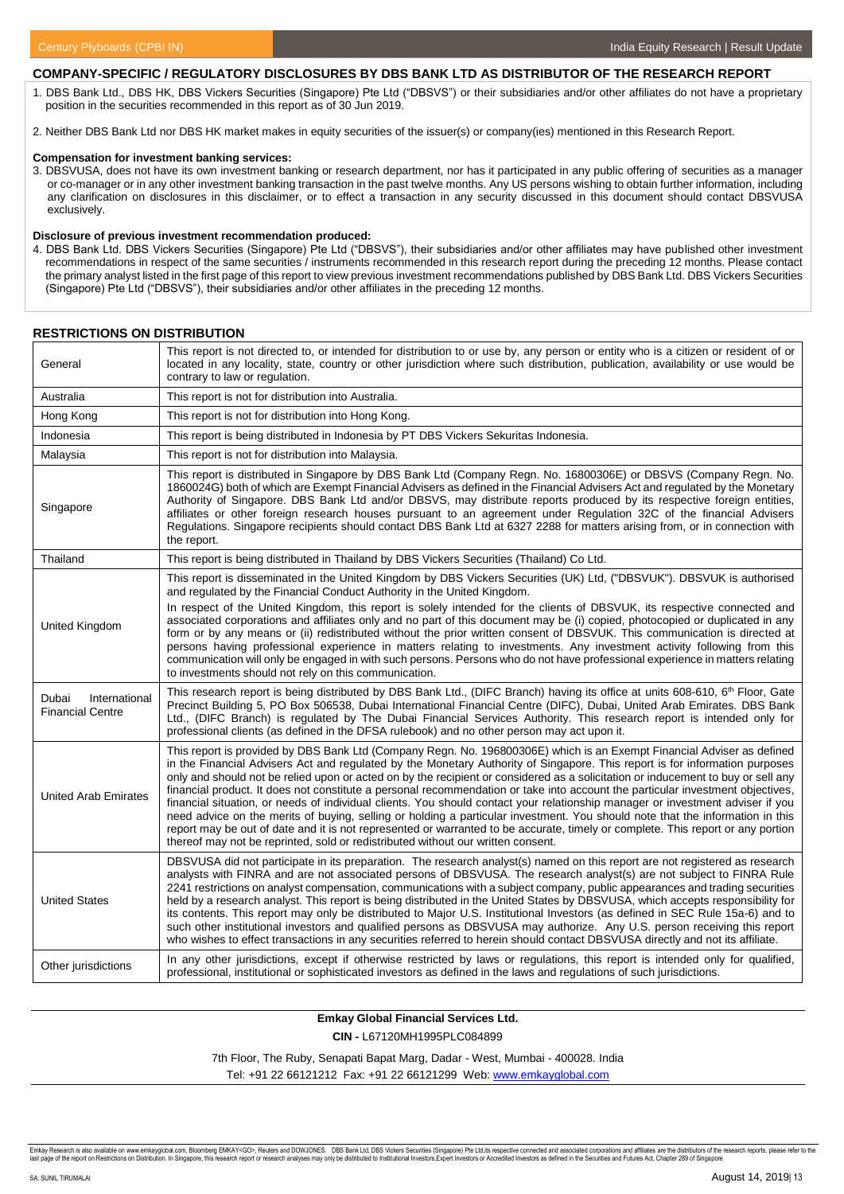## COMPANY-SPECIFIC / REGULATORY DISCLOSURES BY DBS BANK LTD AS DISTRIBUTOR OF THE RESEARCH REPORT

1. DBS Bank Ltd., DBS HK, DBS Vickers Securities (Singapore) Pte Ltd ("DBSVS") or their subsidiaries and/or other affiliates do not have a proprietary position in the securities recommended in this report as of 30 Jun 2019.

2. Neither DBS Bank Ltd nor DBS HK market makes in equity securities of the issuer(s) or company(ies) mentioned in this Research Report.

**Compensation for investment banking services:**

3. DBSVUSA, does not have its own investment banking or research department, nor has it participated in any public offering of securities as a manager or co-manager or in any other investment banking transaction in the past twelve months. Any US persons wishing to obtain further information, including any clarification on disclosures in this disclaimer, or to effect a transaction in any security discussed in this document should contact DBSVUSA exclusively.

**Disclosure of previous investment recommendation produced:**

4. DBS Bank Ltd. DBS Vickers Securities (Singapore) Pte Ltd ("DBSVS"), their subsidiaries and/or other affiliates may have published other investment recommendations in respect of the same securities / instruments recommended in this research report during the preceding 12 months. Please contact the primary analyst listed in the first page of this report to view previous investment recommendations published by DBS Bank Ltd. DBS Vickers Securities (Singapore) Pte Ltd ("DBSVS"), their subsidiaries and/or other affiliates in the preceding 12 months.

## RESTRICTIONS ON DISTRIBUTION

| | |
|---|---|
| General | This report is not directed to, or intended for distribution to or use by, any person or entity who is a citizen or resident of or located in any locality, state, country or other jurisdiction where such distribution, publication, availability or use would be contrary to law or regulation. |
| Australia | This report is not for distribution into Australia. |
| Hong Kong | This report is not for distribution into Hong Kong. |
| Indonesia | This report is being distributed in Indonesia by PT DBS Vickers Sekuritas Indonesia. |
| Malaysia | This report is not for distribution into Malaysia. |
| Singapore | This report is distributed in Singapore by DBS Bank Ltd (Company Regn. No. 16800306E) or DBSVS (Company Regn. No. 1860024G) both of which are Exempt Financial Advisers as defined in the Financial Advisers Act and regulated by the Monetary Authority of Singapore. DBS Bank Ltd and/or DBSVS, may distribute reports produced by its respective foreign entities, affiliates or other foreign research houses pursuant to an agreement under Regulation 32C of the financial Advisers Regulations. Singapore recipients should contact DBS Bank Ltd at 6327 2288 for matters arising from, or in connection with the report. |
| Thailand | This report is being distributed in Thailand by DBS Vickers Securities (Thailand) Co Ltd. |
| United Kingdom | This report is disseminated in the United Kingdom by DBS Vickers Securities (UK) Ltd, ("DBSVUK"). DBSVUK is authorised and regulated by the Financial Conduct Authority in the United Kingdom. In respect of the United Kingdom, this report is solely intended for the clients of DBSVUK, its respective connected and associated corporations and affiliates only and no part of this document may be (i) copied, photocopied or duplicated in any form or by any means or (ii) redistributed without the prior written consent of DBSVUK. This communication is directed at persons having professional experience in matters relating to investments. Any investment activity following from this communication will only be engaged in with such persons. Persons who do not have professional experience in matters relating to investments should not rely on this communication. |
| Dubai International Financial Centre | This research report is being distributed by DBS Bank Ltd., (DIFC Branch) having its office at units 608-610, 6th Floor, Gate Precinct Building 5, PO Box 506538, Dubai International Financial Centre (DIFC), Dubai, United Arab Emirates. DBS Bank Ltd., (DIFC Branch) is regulated by The Dubai Financial Services Authority. This research report is intended only for professional clients (as defined in the DFSA rulebook) and no other person may act upon it. |
| United Arab Emirates | This report is provided by DBS Bank Ltd (Company Regn. No. 196800306E) which is an Exempt Financial Adviser as defined in the Financial Advisers Act and regulated by the Monetary Authority of Singapore. This report is for information purposes only and should not be relied upon or acted on by the recipient or considered as a solicitation or inducement to buy or sell any financial product. It does not constitute a personal recommendation or take into account the particular investment objectives, financial situation, or needs of individual clients. You should contact your relationship manager or investment adviser if you need advice on the merits of buying, selling or holding a particular investment. You should note that the information in this report may be out of date and it is not represented or warranted to be accurate, timely or complete. This report or any portion thereof may not be reprinted, sold or redistributed without our written consent. |
| United States | DBSVUSA did not participate in its preparation. The research analyst(s) named on this report are not registered as research analysts with FINRA and are not associated persons of DBSVUSA. The research analyst(s) are not subject to FINRA Rule 2241 restrictions on analyst compensation, communications with a subject company, public appearances and trading securities held by a research analyst. This report is being distributed in the United States by DBSVUSA, which accepts responsibility for its contents. This report may only be distributed to Major U.S. Institutional Investors (as defined in SEC Rule 15a-6) and to such other institutional investors and qualified persons as DBSVUSA may authorize. Any U.S. person receiving this report who wishes to effect transactions in any securities referred to herein should contact DBSVUSA directly and not its affiliate. |
| Other jurisdictions | In any other jurisdictions, except if otherwise restricted by laws or regulations, this report is intended only for qualified, professional, institutional or sophisticated investors as defined in the laws and regulations of such jurisdictions. |

**Emkay Global Financial Services Ltd.**

**CIN -** L67120MH1995PLC084899

7th Floor, The Ruby, Senapati Bapat Marg, Dadar - West, Mumbai - 400028. India

Tel: +91 22 66121212 Fax: +91 22 66121299 Web: www.emkayglobal.com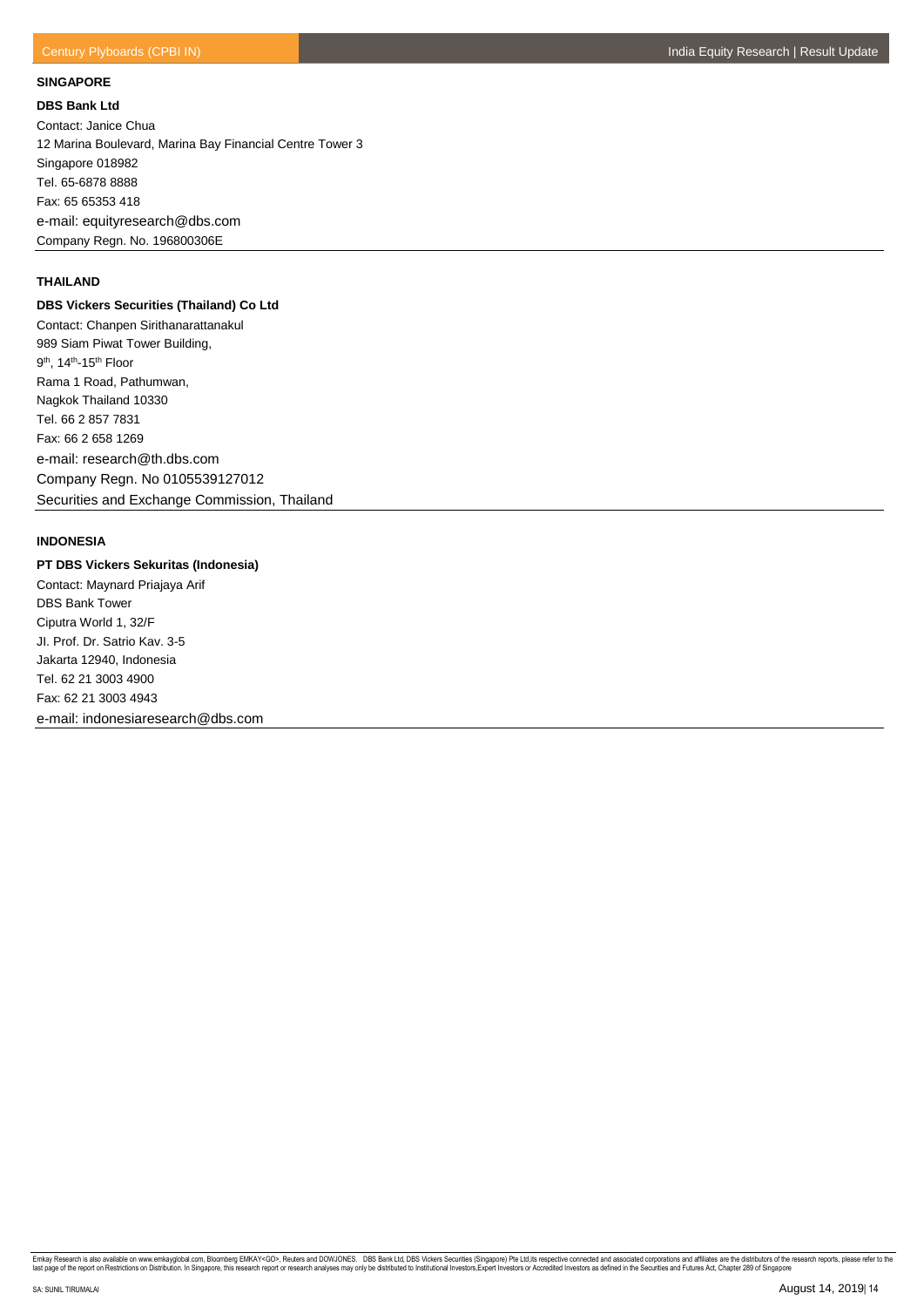**SINGAPORE**

**DBS Bank Ltd**

Contact: Janice Chua
12 Marina Boulevard, Marina Bay Financial Centre Tower 3
Singapore 018982
Tel. 65-6878 8888
Fax: 65 65353 418
e-mail: equityresearch@dbs.com
Company Regn. No. 196800306E

**THAILAND**

**DBS Vickers Securities (Thailand) Co Ltd**

Contact: Chanpen Sirithanarattanakul
989 Siam Piwat Tower Building,
9th, 14th-15th Floor
Rama 1 Road, Pathumwan,
Nagkok Thailand 10330
Tel. 66 2 857 7831
Fax: 66 2 658 1269
e-mail: research@th.dbs.com
Company Regn. No 0105539127012
Securities and Exchange Commission, Thailand

**INDONESIA**

**PT DBS Vickers Sekuritas (Indonesia)**

Contact: Maynard Priajaya Arif
DBS Bank Tower
Ciputra World 1, 32/F
JI. Prof. Dr. Satrio Kav. 3-5
Jakarta 12940, Indonesia
Tel. 62 21 3003 4900
Fax: 62 21 3003 4943
e-mail: indonesiaresearch@dbs.com

Emkay Research is also available on www.emkayglobal.com, Bloomberg EMKAY<GO>, Reuters and DOWJONES. DBS Bank Ltd, DBS Vickers Securities (Singapore) Pte Ltd,its respective connected and associated corporations and affiliates are the distributors of the research reports, please refer to the last page of the report on Restrictions on Distribution. In Singapore, this research report or research analyses may only be distributed to Institutional Investors,Expert Investors or Accredited Investors as defined in the Securities and Futures Act, Chapter 289 of Singapore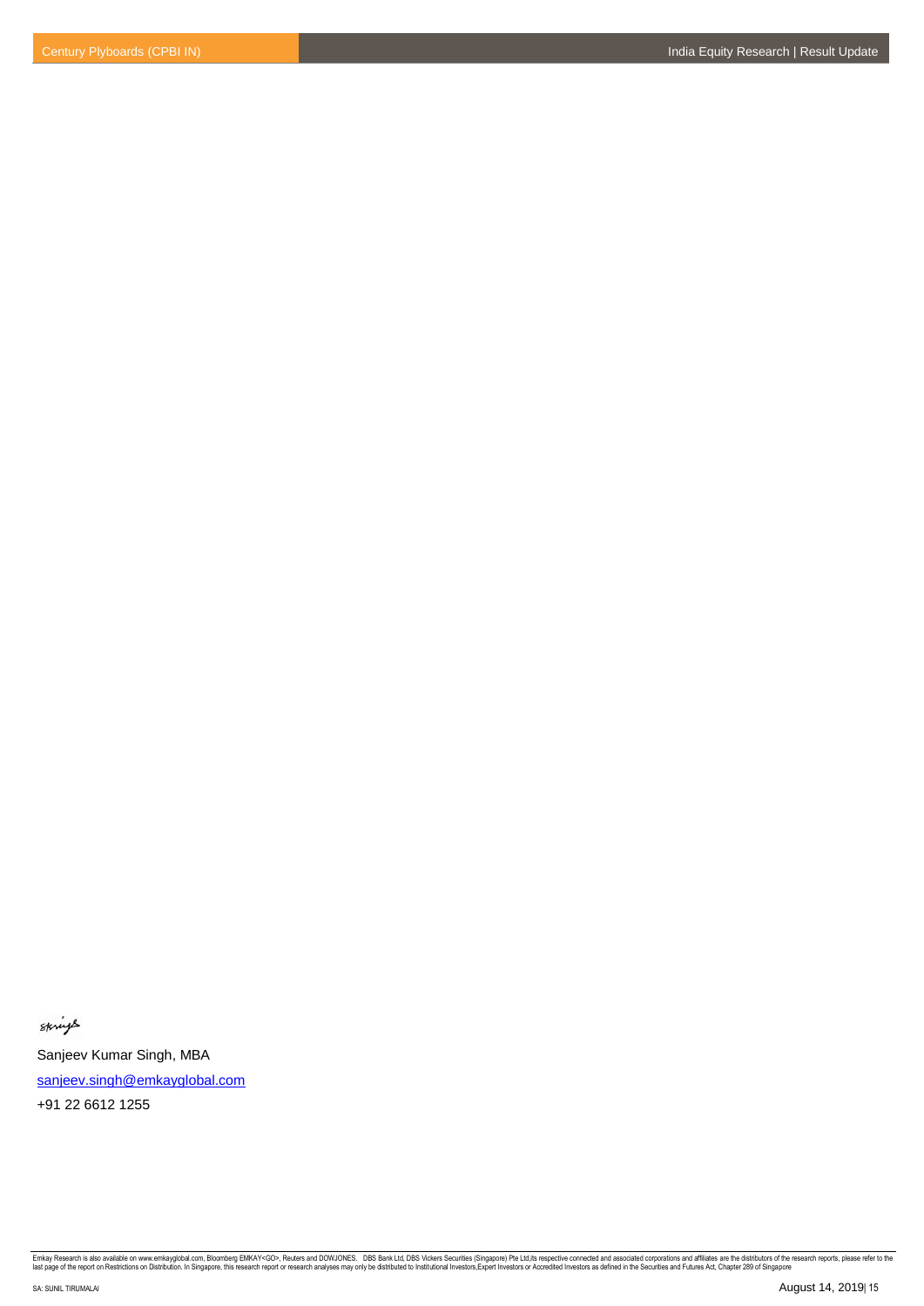Sanjeev Kumar Singh, MBA

sanjeev.singh@emkayglobal.com

+91 22 6612 1255

Emkay Research is also available on www.emkayglobal.com, Bloomberg EMKAY<GO>, Reuters and DOWJONES. DBS Bank Ltd, DBS Vickers Securities (Singapore) Pte Ltd,its respective connected and associated corporations and affiliates are the distributors of the research reports, please refer to the last page of the report on Restrictions on Distribution. In Singapore, this research report or research analyses may only be distributed to Institutional Investors,Expert Investors or Accredited Investors as defined in the Securities and Futures Act, Chapter 289 of Singapore